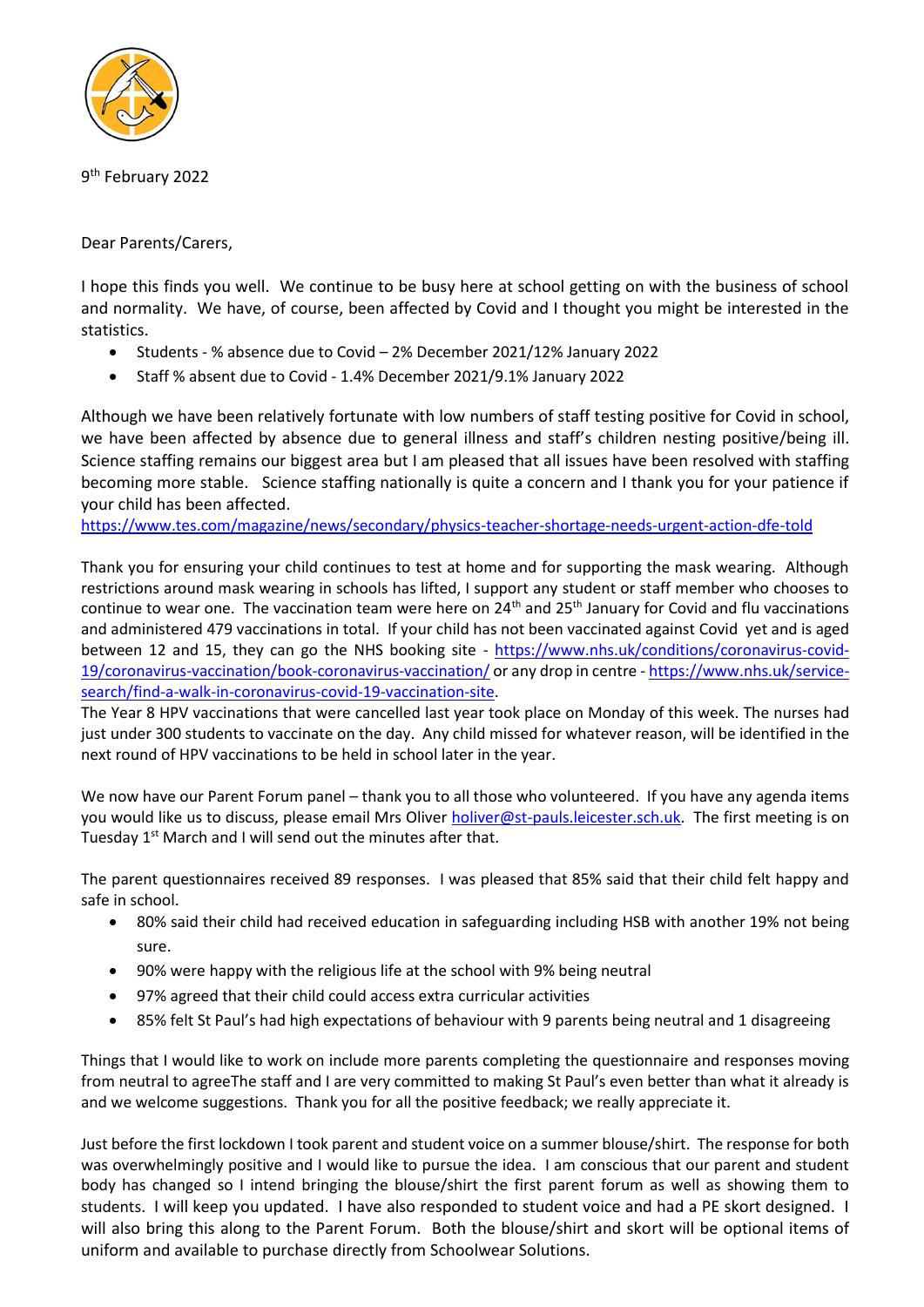9th February 2022

Dear Parents/Carers,

I hope this finds you well. We continue to be busy here at school getting on with the business of school and normality. We have, of course, been affected by Covid and I thought you might be interested in the statistics.

- Students - % absence due to Covid – 2% December 2021/12% January 2022
- Staff % absent due to Covid - 1.4% December 2021/9.1% January 2022

Although we have been relatively fortunate with low numbers of staff testing positive for Covid in school, we have been affected by absence due to general illness and staff's children nesting positive/being ill. Science staffing remains our biggest area but I am pleased that all issues have been resolved with staffing becoming more stable. Science staffing nationally is quite a concern and I thank you for your patience if your child has been affected.
[https://www.tes.com/magazine/news/secondary/physics-teacher-shortage-needs-urgent-action-dfe-told](https://www.tes.com/magazine/news/secondary/physics-teacher-shortage-needs-urgent-action-dfe-told)

Thank you for ensuring your child continues to test at home and for supporting the mask wearing. Although restrictions around mask wearing in schools has lifted, I support any student or staff member who chooses to continue to wear one. The vaccination team were here on 24th and 25th January for Covid and flu vaccinations and administered 479 vaccinations in total. If your child has not been vaccinated against Covid yet and is aged between 12 and 15, they can go the NHS booking site - [https://www.nhs.uk/conditions/coronavirus-covid-19/coronavirus-vaccination/book-coronavirus-vaccination/](https://www.nhs.uk/conditions/coronavirus-covid-19/coronavirus-vaccination/book-coronavirus-vaccination/) or any drop in centre - [https://www.nhs.uk/service-search/find-a-walk-in-coronavirus-covid-19-vaccination-site](https://www.nhs.uk/service-search/find-a-walk-in-coronavirus-covid-19-vaccination-site).
The Year 8 HPV vaccinations that were cancelled last year took place on Monday of this week. The nurses had just under 300 students to vaccinate on the day. Any child missed for whatever reason, will be identified in the next round of HPV vaccinations to be held in school later in the year.

We now have our Parent Forum panel – thank you to all those who volunteered. If you have any agenda items you would like us to discuss, please email Mrs Oliver [holiver@st-pauls.leicester.sch.uk](mailto:holiver@st-pauls.leicester.sch.uk). The first meeting is on Tuesday 1st March and I will send out the minutes after that.

The parent questionnaires received 89 responses. I was pleased that 85% said that their child felt happy and safe in school.

- 80% said their child had received education in safeguarding including HSB with another 19% not being sure.
- 90% were happy with the religious life at the school with 9% being neutral
- 97% agreed that their child could access extra curricular activities
- 85% felt St Paul's had high expectations of behaviour with 9 parents being neutral and 1 disagreeing

Things that I would like to work on include more parents completing the questionnaire and responses moving from neutral to agreeThe staff and I are very committed to making St Paul's even better than what it already is and we welcome suggestions. Thank you for all the positive feedback; we really appreciate it.

Just before the first lockdown I took parent and student voice on a summer blouse/shirt. The response for both was overwhelmingly positive and I would like to pursue the idea. I am conscious that our parent and student body has changed so I intend bringing the blouse/shirt the first parent forum as well as showing them to students. I will keep you updated. I have also responded to student voice and had a PE skort designed. I will also bring this along to the Parent Forum. Both the blouse/shirt and skort will be optional items of uniform and available to purchase directly from Schoolwear Solutions.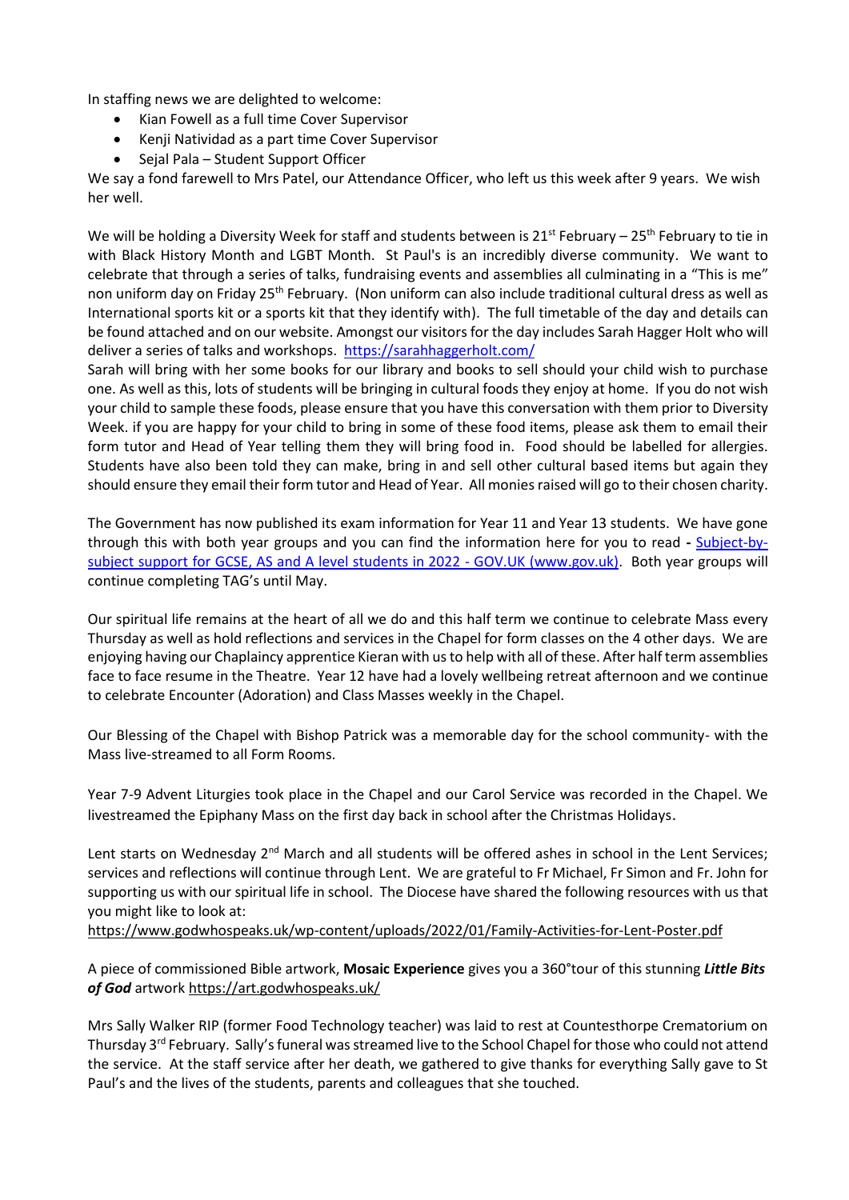In staffing news we are delighted to welcome:

- Kian Fowell as a full time Cover Supervisor
- Kenji Natividad as a part time Cover Supervisor
- Sejal Pala – Student Support Officer

We say a fond farewell to Mrs Patel, our Attendance Officer, who left us this week after 9 years. We wish her well.

We will be holding a Diversity Week for staff and students between is 21st February – 25th February to tie in with Black History Month and LGBT Month. St Paul's is an incredibly diverse community. We want to celebrate that through a series of talks, fundraising events and assemblies all culminating in a "This is me" non uniform day on Friday 25th February. (Non uniform can also include traditional cultural dress as well as International sports kit or a sports kit that they identify with). The full timetable of the day and details can be found attached and on our website. Amongst our visitors for the day includes Sarah Hagger Holt who will deliver a series of talks and workshops. [https://sarahhaggerholt.com/](https://sarahhaggerholt.com/)

Sarah will bring with her some books for our library and books to sell should your child wish to purchase one. As well as this, lots of students will be bringing in cultural foods they enjoy at home. If you do not wish your child to sample these foods, please ensure that you have this conversation with them prior to Diversity Week. if you are happy for your child to bring in some of these food items, please ask them to email their form tutor and Head of Year telling them they will bring food in. Food should be labelled for allergies. Students have also been told they can make, bring in and sell other cultural based items but again they should ensure they email their form tutor and Head of Year. All monies raised will go to their chosen charity.

The Government has now published its exam information for Year 11 and Year 13 students. We have gone through this with both year groups and you can find the information here for you to read - [Subject-by-subject support for GCSE, AS and A level students in 2022 - GOV.UK (www.gov.uk)](). Both year groups will continue completing TAG's until May.

Our spiritual life remains at the heart of all we do and this half term we continue to celebrate Mass every Thursday as well as hold reflections and services in the Chapel for form classes on the 4 other days. We are enjoying having our Chaplaincy apprentice Kieran with us to help with all of these. After half term assemblies face to face resume in the Theatre. Year 12 have had a lovely wellbeing retreat afternoon and we continue to celebrate Encounter (Adoration) and Class Masses weekly in the Chapel.

Our Blessing of the Chapel with Bishop Patrick was a memorable day for the school community- with the Mass live-streamed to all Form Rooms.

Year 7-9 Advent Liturgies took place in the Chapel and our Carol Service was recorded in the Chapel. We livestreamed the Epiphany Mass on the first day back in school after the Christmas Holidays.

Lent starts on Wednesday 2nd March and all students will be offered ashes in school in the Lent Services; services and reflections will continue through Lent. We are grateful to Fr Michael, Fr Simon and Fr. John for supporting us with our spiritual life in school. The Diocese have shared the following resources with us that you might like to look at:

[https://www.godwhospeaks.uk/wp-content/uploads/2022/01/Family-Activities-for-Lent-Poster.pdf](https://www.godwhospeaks.uk/wp-content/uploads/2022/01/Family-Activities-for-Lent-Poster.pdf)

A piece of commissioned Bible artwork, **Mosaic Experience** gives you a 360°tour of this stunning ***Little Bits of God*** artwork [https://art.godwhospeaks.uk/](https://art.godwhospeaks.uk/)

Mrs Sally Walker RIP (former Food Technology teacher) was laid to rest at Countesthorpe Crematorium on Thursday 3rd February. Sally's funeral was streamed live to the School Chapel for those who could not attend the service. At the staff service after her death, we gathered to give thanks for everything Sally gave to St Paul's and the lives of the students, parents and colleagues that she touched.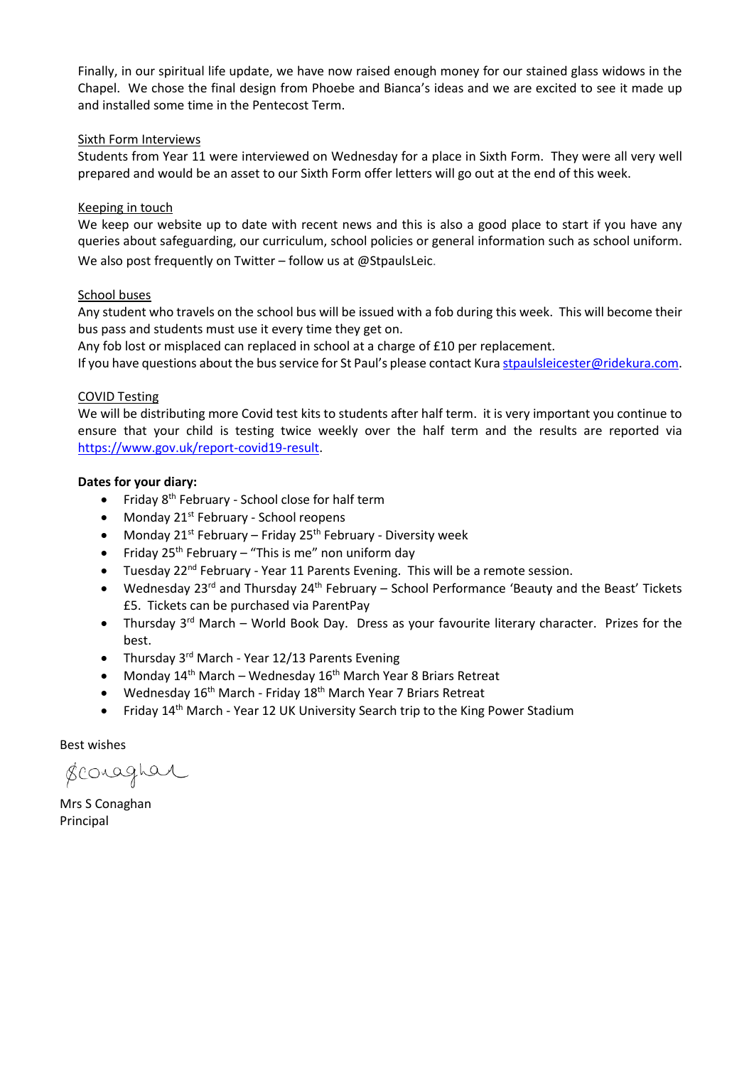Finally, in our spiritual life update, we have now raised enough money for our stained glass widows in the Chapel. We chose the final design from Phoebe and Bianca's ideas and we are excited to see it made up and installed some time in the Pentecost Term.

Sixth Form Interviews

Students from Year 11 were interviewed on Wednesday for a place in Sixth Form. They were all very well prepared and would be an asset to our Sixth Form offer letters will go out at the end of this week.

Keeping in touch

We keep our website up to date with recent news and this is also a good place to start if you have any queries about safeguarding, our curriculum, school policies or general information such as school uniform. We also post frequently on Twitter – follow us at @StpaulsLeic.

School buses

Any student who travels on the school bus will be issued with a fob during this week. This will become their bus pass and students must use it every time they get on.

Any fob lost or misplaced can replaced in school at a charge of £10 per replacement.

If you have questions about the bus service for St Paul's please contact Kura stpaulsleicester@ridekura.com.

COVID Testing

We will be distributing more Covid test kits to students after half term. it is very important you continue to ensure that your child is testing twice weekly over the half term and the results are reported via https://www.gov.uk/report-covid19-result.

**Dates for your diary:**

- Friday 8th February - School close for half term
- Monday 21st February - School reopens
- Monday 21st February – Friday 25th February - Diversity week
- Friday 25th February – "This is me" non uniform day
- Tuesday 22nd February - Year 11 Parents Evening. This will be a remote session.
- Wednesday 23rd and Thursday 24th February – School Performance 'Beauty and the Beast' Tickets £5. Tickets can be purchased via ParentPay
- Thursday 3rd March – World Book Day. Dress as your favourite literary character. Prizes for the best.
- Thursday 3rd March - Year 12/13 Parents Evening
- Monday 14th March – Wednesday 16th March Year 8 Briars Retreat
- Wednesday 16th March - Friday 18th March Year 7 Briars Retreat
- Friday 14th March - Year 12 UK University Search trip to the King Power Stadium

Best wishes

SConaghan

Mrs S Conaghan
Principal